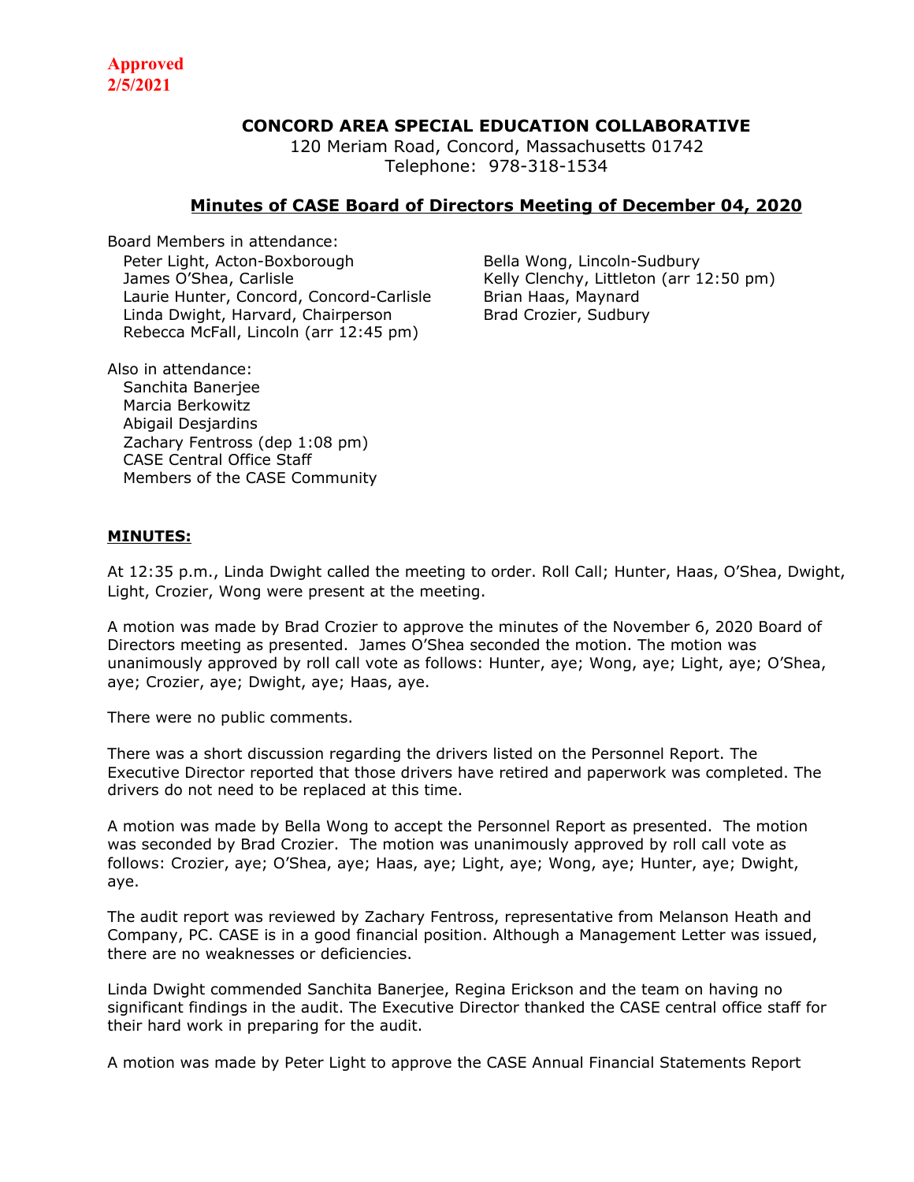**Approved 2/5/2021**

## CONCORD AREA SPECIAL EDUCATION COLLABORATIVE

120 Meriam Road, Concord, Massachusetts 01742
Telephone: 978-318-1534

### Minutes of CASE Board of Directors Meeting of December 04, 2020

Board Members in attendance:

- Peter Light, Acton-Boxborough
- James O'Shea, Carlisle
- Laurie Hunter, Concord, Concord-Carlisle
- Linda Dwight, Harvard, Chairperson
- Rebecca McFall, Lincoln (arr 12:45 pm)
- Bella Wong, Lincoln-Sudbury
- Kelly Clenchy, Littleton (arr 12:50 pm)
- Brian Haas, Maynard
- Brad Crozier, Sudbury

Also in attendance:

- Sanchita Banerjee
- Marcia Berkowitz
- Abigail Desjardins
- Zachary Fentross (dep 1:08 pm)
- CASE Central Office Staff
- Members of the CASE Community

**MINUTES:**

At 12:35 p.m., Linda Dwight called the meeting to order. Roll Call; Hunter, Haas, O'Shea, Dwight, Light, Crozier, Wong were present at the meeting.

A motion was made by Brad Crozier to approve the minutes of the November 6, 2020 Board of Directors meeting as presented. James O'Shea seconded the motion. The motion was unanimously approved by roll call vote as follows: Hunter, aye; Wong, aye; Light, aye; O'Shea, aye; Crozier, aye; Dwight, aye; Haas, aye.

There were no public comments.

There was a short discussion regarding the drivers listed on the Personnel Report. The Executive Director reported that those drivers have retired and paperwork was completed. The drivers do not need to be replaced at this time.

A motion was made by Bella Wong to accept the Personnel Report as presented. The motion was seconded by Brad Crozier. The motion was unanimously approved by roll call vote as follows: Crozier, aye; O'Shea, aye; Haas, aye; Light, aye; Wong, aye; Hunter, aye; Dwight, aye.

The audit report was reviewed by Zachary Fentross, representative from Melanson Heath and Company, PC. CASE is in a good financial position. Although a Management Letter was issued, there are no weaknesses or deficiencies.

Linda Dwight commended Sanchita Banerjee, Regina Erickson and the team on having no significant findings in the audit. The Executive Director thanked the CASE central office staff for their hard work in preparing for the audit.

A motion was made by Peter Light to approve the CASE Annual Financial Statements Report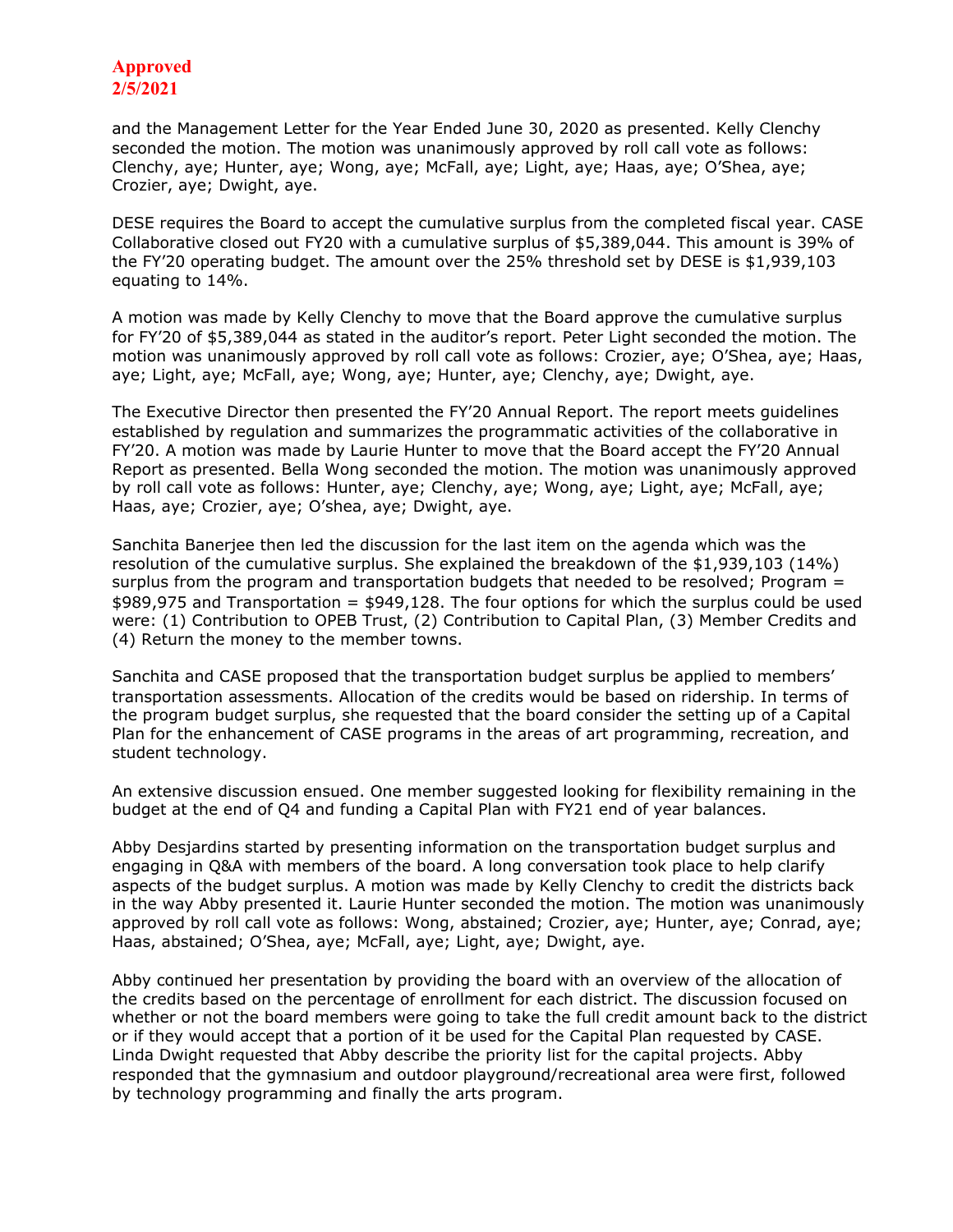**Approved**
**2/5/2021**

and the Management Letter for the Year Ended June 30, 2020 as presented. Kelly Clenchy seconded the motion. The motion was unanimously approved by roll call vote as follows: Clenchy, aye; Hunter, aye; Wong, aye; McFall, aye; Light, aye; Haas, aye; O'Shea, aye; Crozier, aye; Dwight, aye.

DESE requires the Board to accept the cumulative surplus from the completed fiscal year. CASE Collaborative closed out FY20 with a cumulative surplus of $5,389,044. This amount is 39% of the FY'20 operating budget. The amount over the 25% threshold set by DESE is $1,939,103 equating to 14%.

A motion was made by Kelly Clenchy to move that the Board approve the cumulative surplus for FY'20 of $5,389,044 as stated in the auditor's report. Peter Light seconded the motion. The motion was unanimously approved by roll call vote as follows: Crozier, aye; O'Shea, aye; Haas, aye; Light, aye; McFall, aye; Wong, aye; Hunter, aye; Clenchy, aye; Dwight, aye.

The Executive Director then presented the FY'20 Annual Report. The report meets guidelines established by regulation and summarizes the programmatic activities of the collaborative in FY'20. A motion was made by Laurie Hunter to move that the Board accept the FY'20 Annual Report as presented. Bella Wong seconded the motion. The motion was unanimously approved by roll call vote as follows: Hunter, aye; Clenchy, aye; Wong, aye; Light, aye; McFall, aye; Haas, aye; Crozier, aye; O'shea, aye; Dwight, aye.

Sanchita Banerjee then led the discussion for the last item on the agenda which was the resolution of the cumulative surplus. She explained the breakdown of the $1,939,103 (14%) surplus from the program and transportation budgets that needed to be resolved; Program = $989,975 and Transportation = $949,128. The four options for which the surplus could be used were: (1) Contribution to OPEB Trust, (2) Contribution to Capital Plan, (3) Member Credits and (4) Return the money to the member towns.

Sanchita and CASE proposed that the transportation budget surplus be applied to members' transportation assessments. Allocation of the credits would be based on ridership. In terms of the program budget surplus, she requested that the board consider the setting up of a Capital Plan for the enhancement of CASE programs in the areas of art programming, recreation, and student technology.

An extensive discussion ensued. One member suggested looking for flexibility remaining in the budget at the end of Q4 and funding a Capital Plan with FY21 end of year balances.

Abby Desjardins started by presenting information on the transportation budget surplus and engaging in Q&A with members of the board. A long conversation took place to help clarify aspects of the budget surplus. A motion was made by Kelly Clenchy to credit the districts back in the way Abby presented it. Laurie Hunter seconded the motion. The motion was unanimously approved by roll call vote as follows: Wong, abstained; Crozier, aye; Hunter, aye; Conrad, aye; Haas, abstained; O'Shea, aye; McFall, aye; Light, aye; Dwight, aye.

Abby continued her presentation by providing the board with an overview of the allocation of the credits based on the percentage of enrollment for each district. The discussion focused on whether or not the board members were going to take the full credit amount back to the district or if they would accept that a portion of it be used for the Capital Plan requested by CASE. Linda Dwight requested that Abby describe the priority list for the capital projects. Abby responded that the gymnasium and outdoor playground/recreational area were first, followed by technology programming and finally the arts program.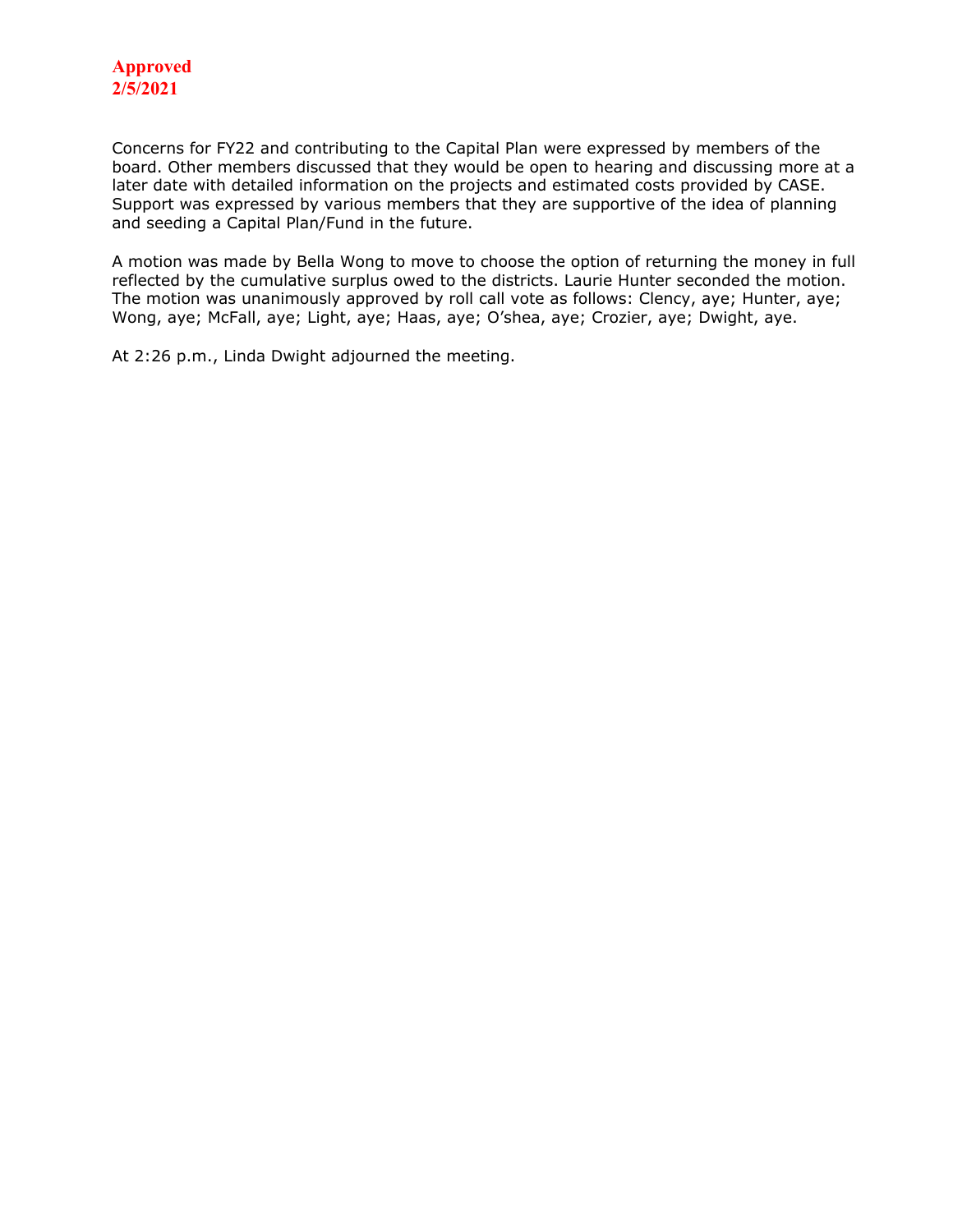**Approved**
**2/5/2021**

Concerns for FY22 and contributing to the Capital Plan were expressed by members of the board. Other members discussed that they would be open to hearing and discussing more at a later date with detailed information on the projects and estimated costs provided by CASE. Support was expressed by various members that they are supportive of the idea of planning and seeding a Capital Plan/Fund in the future.

A motion was made by Bella Wong to move to choose the option of returning the money in full reflected by the cumulative surplus owed to the districts. Laurie Hunter seconded the motion. The motion was unanimously approved by roll call vote as follows: Clency, aye; Hunter, aye; Wong, aye; McFall, aye; Light, aye; Haas, aye; O'shea, aye; Crozier, aye; Dwight, aye.

At 2:26 p.m., Linda Dwight adjourned the meeting.